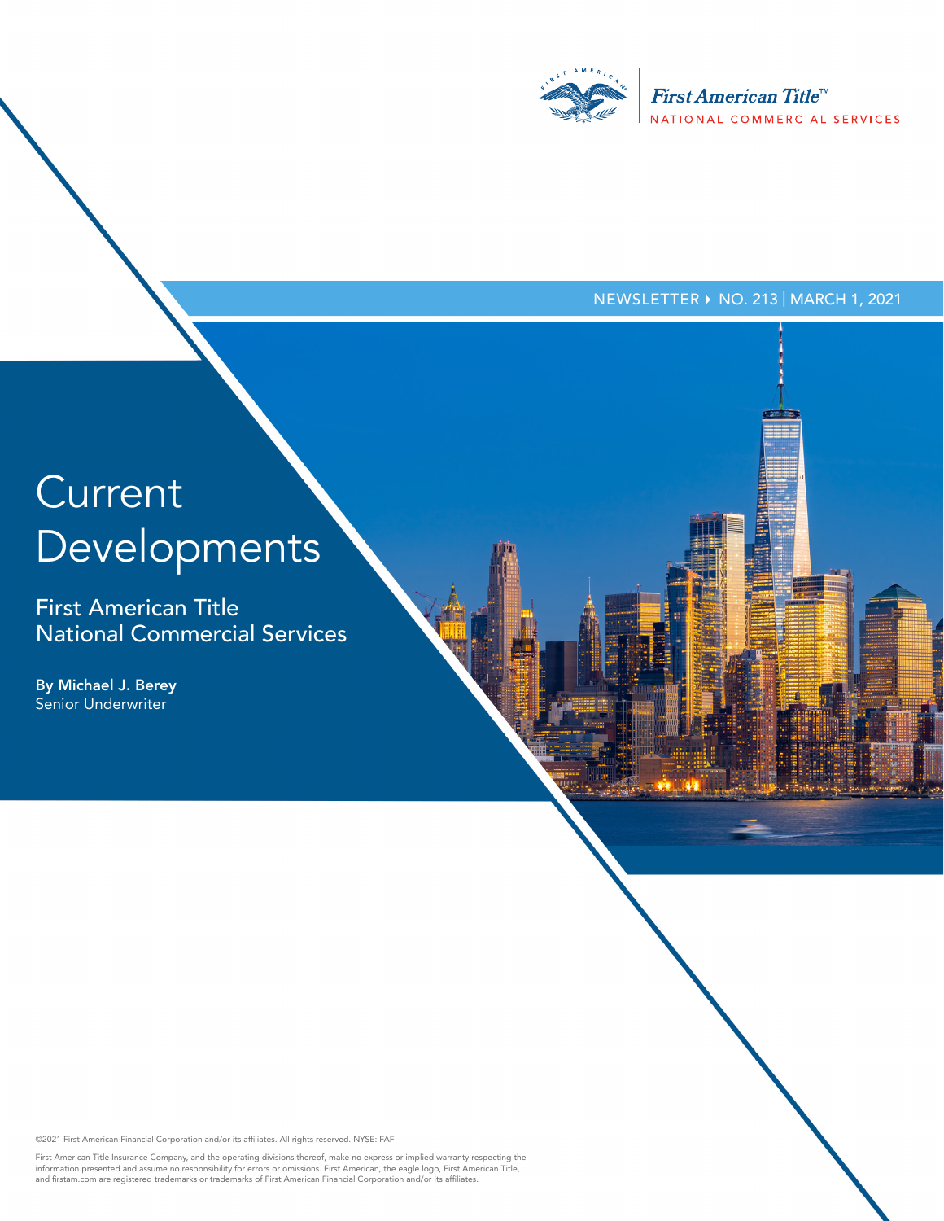First American Title™
NATIONAL COMMERCIAL SERVICES

NEWSLETTER ▸ NO. 213 | MARCH 1, 2021

# Current Developments

## First American Title National Commercial Services

**By Michael J. Berey**
Senior Underwriter

©2021 First American Financial Corporation and/or its affiliates. All rights reserved. NYSE: FAF

First American Title Insurance Company, and the operating divisions thereof, make no express or implied warranty respecting the information presented and assume no responsibility for errors or omissions. First American, the eagle logo, First American Title, and firstam.com are registered trademarks or trademarks of First American Financial Corporation and/or its affiliates.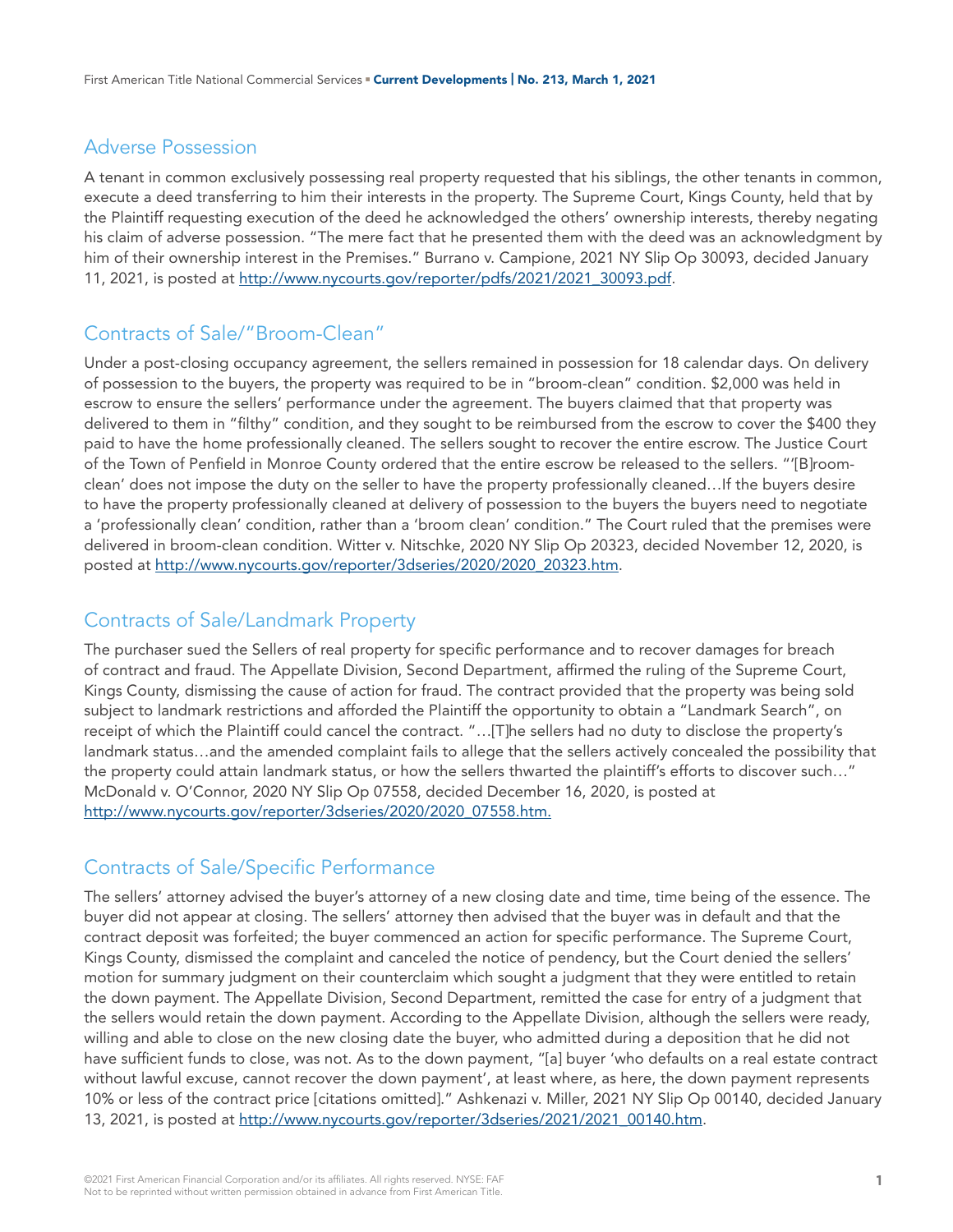## Adverse Possession

A tenant in common exclusively possessing real property requested that his siblings, the other tenants in common, execute a deed transferring to him their interests in the property. The Supreme Court, Kings County, held that by the Plaintiff requesting execution of the deed he acknowledged the others' ownership interests, thereby negating his claim of adverse possession. "The mere fact that he presented them with the deed was an acknowledgment by him of their ownership interest in the Premises." Burrano v. Campione, 2021 NY Slip Op 30093, decided January 11, 2021, is posted at http://www.nycourts.gov/reporter/pdfs/2021/2021_30093.pdf.

## Contracts of Sale/"Broom-Clean"

Under a post-closing occupancy agreement, the sellers remained in possession for 18 calendar days. On delivery of possession to the buyers, the property was required to be in "broom-clean" condition. $2,000 was held in escrow to ensure the sellers' performance under the agreement. The buyers claimed that that property was delivered to them in "filthy" condition, and they sought to be reimbursed from the escrow to cover the $400 they paid to have the home professionally cleaned. The sellers sought to recover the entire escrow. The Justice Court of the Town of Penfield in Monroe County ordered that the entire escrow be released to the sellers. "'[B]room-clean' does not impose the duty on the seller to have the property professionally cleaned…If the buyers desire to have the property professionally cleaned at delivery of possession to the buyers the buyers need to negotiate a 'professionally clean' condition, rather than a 'broom clean' condition." The Court ruled that the premises were delivered in broom-clean condition. Witter v. Nitschke, 2020 NY Slip Op 20323, decided November 12, 2020, is posted at http://www.nycourts.gov/reporter/3dseries/2020/2020_20323.htm.

## Contracts of Sale/Landmark Property

The purchaser sued the Sellers of real property for specific performance and to recover damages for breach of contract and fraud. The Appellate Division, Second Department, affirmed the ruling of the Supreme Court, Kings County, dismissing the cause of action for fraud. The contract provided that the property was being sold subject to landmark restrictions and afforded the Plaintiff the opportunity to obtain a "Landmark Search", on receipt of which the Plaintiff could cancel the contract. "…[T]he sellers had no duty to disclose the property's landmark status…and the amended complaint fails to allege that the sellers actively concealed the possibility that the property could attain landmark status, or how the sellers thwarted the plaintiff's efforts to discover such…" McDonald v. O'Connor, 2020 NY Slip Op 07558, decided December 16, 2020, is posted at http://www.nycourts.gov/reporter/3dseries/2020/2020_07558.htm.

## Contracts of Sale/Specific Performance

The sellers' attorney advised the buyer's attorney of a new closing date and time, time being of the essence. The buyer did not appear at closing. The sellers' attorney then advised that the buyer was in default and that the contract deposit was forfeited; the buyer commenced an action for specific performance. The Supreme Court, Kings County, dismissed the complaint and canceled the notice of pendency, but the Court denied the sellers' motion for summary judgment on their counterclaim which sought a judgment that they were entitled to retain the down payment. The Appellate Division, Second Department, remitted the case for entry of a judgment that the sellers would retain the down payment. According to the Appellate Division, although the sellers were ready, willing and able to close on the new closing date the buyer, who admitted during a deposition that he did not have sufficient funds to close, was not. As to the down payment, "[a] buyer 'who defaults on a real estate contract without lawful excuse, cannot recover the down payment', at least where, as here, the down payment represents 10% or less of the contract price [citations omitted]." Ashkenazi v. Miller, 2021 NY Slip Op 00140, decided January 13, 2021, is posted at http://www.nycourts.gov/reporter/3dseries/2021/2021_00140.htm.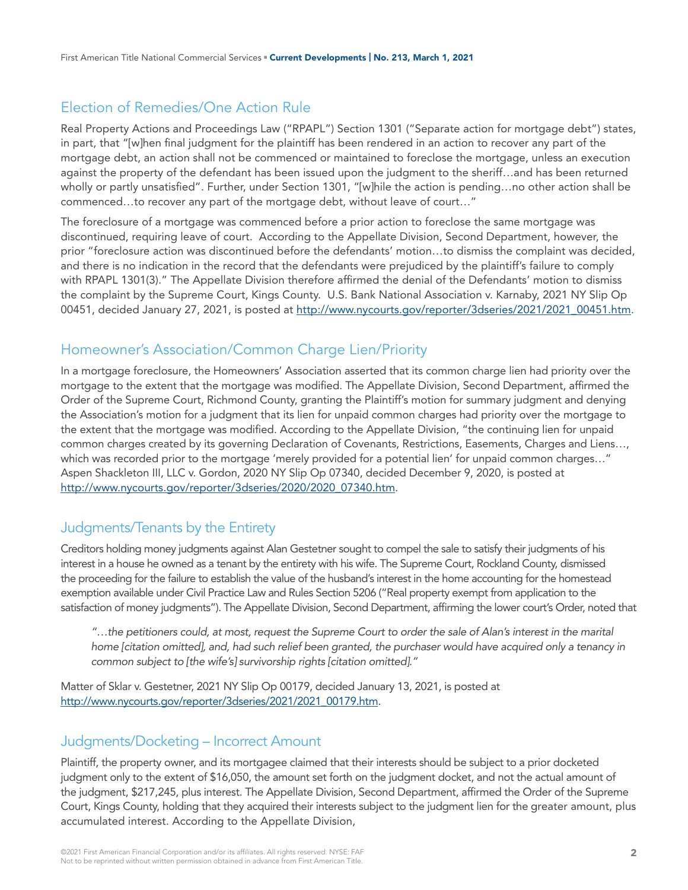## Election of Remedies/One Action Rule

Real Property Actions and Proceedings Law ("RPAPL") Section 1301 ("Separate action for mortgage debt") states, in part, that "[w]hen final judgment for the plaintiff has been rendered in an action to recover any part of the mortgage debt, an action shall not be commenced or maintained to foreclose the mortgage, unless an execution against the property of the defendant has been issued upon the judgment to the sheriff…and has been returned wholly or partly unsatisfied". Further, under Section 1301, "[w]hile the action is pending…no other action shall be commenced…to recover any part of the mortgage debt, without leave of court…"

The foreclosure of a mortgage was commenced before a prior action to foreclose the same mortgage was discontinued, requiring leave of court. According to the Appellate Division, Second Department, however, the prior "foreclosure action was discontinued before the defendants' motion…to dismiss the complaint was decided, and there is no indication in the record that the defendants were prejudiced by the plaintiff's failure to comply with RPAPL 1301(3)." The Appellate Division therefore affirmed the denial of the Defendants' motion to dismiss the complaint by the Supreme Court, Kings County. U.S. Bank National Association v. Karnaby, 2021 NY Slip Op 00451, decided January 27, 2021, is posted at http://www.nycourts.gov/reporter/3dseries/2021/2021_00451.htm.

## Homeowner's Association/Common Charge Lien/Priority

In a mortgage foreclosure, the Homeowners' Association asserted that its common charge lien had priority over the mortgage to the extent that the mortgage was modified. The Appellate Division, Second Department, affirmed the Order of the Supreme Court, Richmond County, granting the Plaintiff's motion for summary judgment and denying the Association's motion for a judgment that its lien for unpaid common charges had priority over the mortgage to the extent that the mortgage was modified. According to the Appellate Division, "the continuing lien for unpaid common charges created by its governing Declaration of Covenants, Restrictions, Easements, Charges and Liens…, which was recorded prior to the mortgage 'merely provided for a potential lien' for unpaid common charges…" Aspen Shackleton III, LLC v. Gordon, 2020 NY Slip Op 07340, decided December 9, 2020, is posted at http://www.nycourts.gov/reporter/3dseries/2020/2020_07340.htm.

## Judgments/Tenants by the Entirety

Creditors holding money judgments against Alan Gestetner sought to compel the sale to satisfy their judgments of his interest in a house he owned as a tenant by the entirety with his wife. The Supreme Court, Rockland County, dismissed the proceeding for the failure to establish the value of the husband's interest in the home accounting for the homestead exemption available under Civil Practice Law and Rules Section 5206 ("Real property exempt from application to the satisfaction of money judgments"). The Appellate Division, Second Department, affirming the lower court's Order, noted that

> *"…the petitioners could, at most, request the Supreme Court to order the sale of Alan's interest in the marital home [citation omitted], and, had such relief been granted, the purchaser would have acquired only a tenancy in common subject to [the wife's] survivorship rights [citation omitted]."*

Matter of Sklar v. Gestetner, 2021 NY Slip Op 00179, decided January 13, 2021, is posted at http://www.nycourts.gov/reporter/3dseries/2021/2021_00179.htm.

## Judgments/Docketing – Incorrect Amount

Plaintiff, the property owner, and its mortgagee claimed that their interests should be subject to a prior docketed judgment only to the extent of $16,050, the amount set forth on the judgment docket, and not the actual amount of the judgment, $217,245, plus interest. The Appellate Division, Second Department, affirmed the Order of the Supreme Court, Kings County, holding that they acquired their interests subject to the judgment lien for the greater amount, plus accumulated interest. According to the Appellate Division,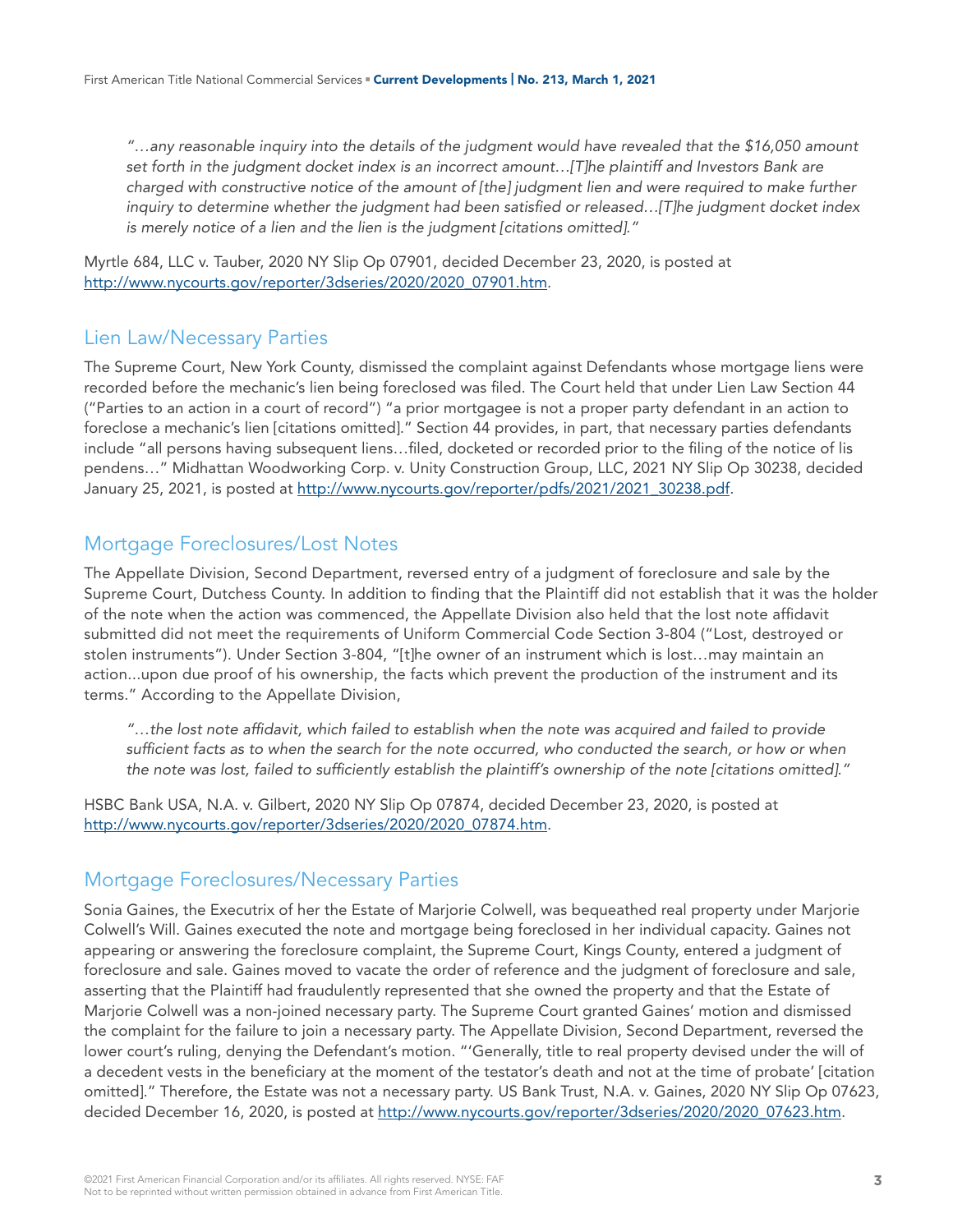*"…any reasonable inquiry into the details of the judgment would have revealed that the $16,050 amount set forth in the judgment docket index is an incorrect amount…[T]he plaintiff and Investors Bank are charged with constructive notice of the amount of [the] judgment lien and were required to make further inquiry to determine whether the judgment had been satisfied or released…[T]he judgment docket index is merely notice of a lien and the lien is the judgment [citations omitted]."*

Myrtle 684, LLC v. Tauber, 2020 NY Slip Op 07901, decided December 23, 2020, is posted at http://www.nycourts.gov/reporter/3dseries/2020/2020_07901.htm.

## Lien Law/Necessary Parties

The Supreme Court, New York County, dismissed the complaint against Defendants whose mortgage liens were recorded before the mechanic's lien being foreclosed was filed. The Court held that under Lien Law Section 44 ("Parties to an action in a court of record") "a prior mortgagee is not a proper party defendant in an action to foreclose a mechanic's lien [citations omitted]." Section 44 provides, in part, that necessary parties defendants include "all persons having subsequent liens…filed, docketed or recorded prior to the filing of the notice of lis pendens…" Midhattan Woodworking Corp. v. Unity Construction Group, LLC, 2021 NY Slip Op 30238, decided January 25, 2021, is posted at http://www.nycourts.gov/reporter/pdfs/2021/2021_30238.pdf.

## Mortgage Foreclosures/Lost Notes

The Appellate Division, Second Department, reversed entry of a judgment of foreclosure and sale by the Supreme Court, Dutchess County. In addition to finding that the Plaintiff did not establish that it was the holder of the note when the action was commenced, the Appellate Division also held that the lost note affidavit submitted did not meet the requirements of Uniform Commercial Code Section 3-804 ("Lost, destroyed or stolen instruments"). Under Section 3-804, "[t]he owner of an instrument which is lost…may maintain an action...upon due proof of his ownership, the facts which prevent the production of the instrument and its terms." According to the Appellate Division,

*"…the lost note affidavit, which failed to establish when the note was acquired and failed to provide sufficient facts as to when the search for the note occurred, who conducted the search, or how or when the note was lost, failed to sufficiently establish the plaintiff's ownership of the note [citations omitted]."*

HSBC Bank USA, N.A. v. Gilbert, 2020 NY Slip Op 07874, decided December 23, 2020, is posted at http://www.nycourts.gov/reporter/3dseries/2020/2020_07874.htm.

## Mortgage Foreclosures/Necessary Parties

Sonia Gaines, the Executrix of her the Estate of Marjorie Colwell, was bequeathed real property under Marjorie Colwell's Will. Gaines executed the note and mortgage being foreclosed in her individual capacity. Gaines not appearing or answering the foreclosure complaint, the Supreme Court, Kings County, entered a judgment of foreclosure and sale. Gaines moved to vacate the order of reference and the judgment of foreclosure and sale, asserting that the Plaintiff had fraudulently represented that she owned the property and that the Estate of Marjorie Colwell was a non-joined necessary party. The Supreme Court granted Gaines' motion and dismissed the complaint for the failure to join a necessary party. The Appellate Division, Second Department, reversed the lower court's ruling, denying the Defendant's motion. "'Generally, title to real property devised under the will of a decedent vests in the beneficiary at the moment of the testator's death and not at the time of probate' [citation omitted]." Therefore, the Estate was not a necessary party. US Bank Trust, N.A. v. Gaines, 2020 NY Slip Op 07623, decided December 16, 2020, is posted at http://www.nycourts.gov/reporter/3dseries/2020/2020_07623.htm.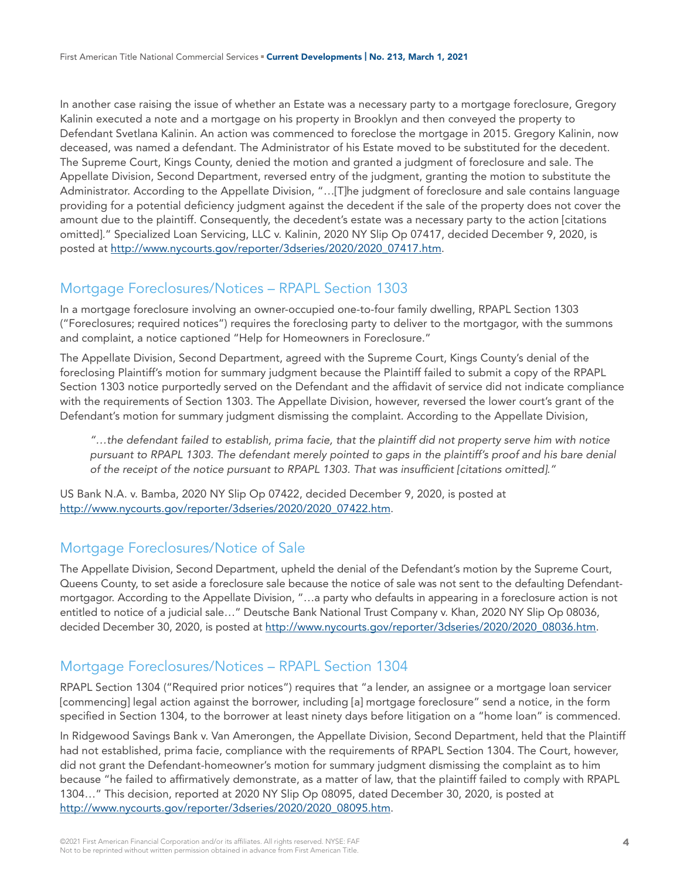In another case raising the issue of whether an Estate was a necessary party to a mortgage foreclosure, Gregory Kalinin executed a note and a mortgage on his property in Brooklyn and then conveyed the property to Defendant Svetlana Kalinin. An action was commenced to foreclose the mortgage in 2015. Gregory Kalinin, now deceased, was named a defendant. The Administrator of his Estate moved to be substituted for the decedent. The Supreme Court, Kings County, denied the motion and granted a judgment of foreclosure and sale. The Appellate Division, Second Department, reversed entry of the judgment, granting the motion to substitute the Administrator. According to the Appellate Division, "…[T]he judgment of foreclosure and sale contains language providing for a potential deficiency judgment against the decedent if the sale of the property does not cover the amount due to the plaintiff. Consequently, the decedent's estate was a necessary party to the action [citations omitted]." Specialized Loan Servicing, LLC v. Kalinin, 2020 NY Slip Op 07417, decided December 9, 2020, is posted at http://www.nycourts.gov/reporter/3dseries/2020/2020_07417.htm.

## Mortgage Foreclosures/Notices – RPAPL Section 1303

In a mortgage foreclosure involving an owner-occupied one-to-four family dwelling, RPAPL Section 1303 ("Foreclosures; required notices") requires the foreclosing party to deliver to the mortgagor, with the summons and complaint, a notice captioned "Help for Homeowners in Foreclosure."

The Appellate Division, Second Department, agreed with the Supreme Court, Kings County's denial of the foreclosing Plaintiff's motion for summary judgment because the Plaintiff failed to submit a copy of the RPAPL Section 1303 notice purportedly served on the Defendant and the affidavit of service did not indicate compliance with the requirements of Section 1303. The Appellate Division, however, reversed the lower court's grant of the Defendant's motion for summary judgment dismissing the complaint. According to the Appellate Division,

> *"…the defendant failed to establish, prima facie, that the plaintiff did not property serve him with notice pursuant to RPAPL 1303. The defendant merely pointed to gaps in the plaintiff's proof and his bare denial of the receipt of the notice pursuant to RPAPL 1303. That was insufficient [citations omitted]."*

US Bank N.A. v. Bamba, 2020 NY Slip Op 07422, decided December 9, 2020, is posted at http://www.nycourts.gov/reporter/3dseries/2020/2020_07422.htm.

## Mortgage Foreclosures/Notice of Sale

The Appellate Division, Second Department, upheld the denial of the Defendant's motion by the Supreme Court, Queens County, to set aside a foreclosure sale because the notice of sale was not sent to the defaulting Defendant-mortgagor. According to the Appellate Division, "…a party who defaults in appearing in a foreclosure action is not entitled to notice of a judicial sale…" Deutsche Bank National Trust Company v. Khan, 2020 NY Slip Op 08036, decided December 30, 2020, is posted at http://www.nycourts.gov/reporter/3dseries/2020/2020_08036.htm.

## Mortgage Foreclosures/Notices – RPAPL Section 1304

RPAPL Section 1304 ("Required prior notices") requires that "a lender, an assignee or a mortgage loan servicer [commencing] legal action against the borrower, including [a] mortgage foreclosure" send a notice, in the form specified in Section 1304, to the borrower at least ninety days before litigation on a "home loan" is commenced.

In Ridgewood Savings Bank v. Van Amerongen, the Appellate Division, Second Department, held that the Plaintiff had not established, prima facie, compliance with the requirements of RPAPL Section 1304. The Court, however, did not grant the Defendant-homeowner's motion for summary judgment dismissing the complaint as to him because "he failed to affirmatively demonstrate, as a matter of law, that the plaintiff failed to comply with RPAPL 1304…" This decision, reported at 2020 NY Slip Op 08095, dated December 30, 2020, is posted at http://www.nycourts.gov/reporter/3dseries/2020/2020_08095.htm.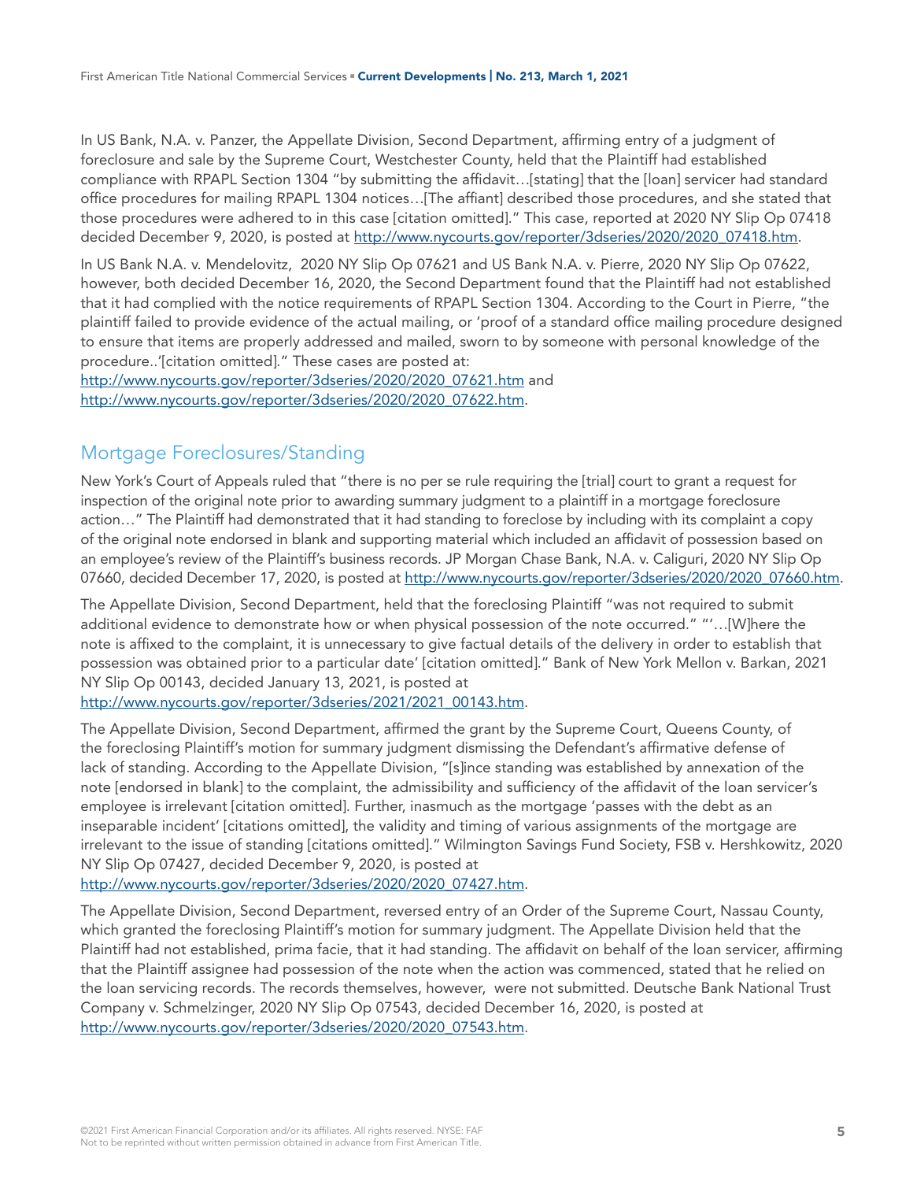In US Bank, N.A. v. Panzer, the Appellate Division, Second Department, affirming entry of a judgment of foreclosure and sale by the Supreme Court, Westchester County, held that the Plaintiff had established compliance with RPAPL Section 1304 "by submitting the affidavit…[stating] that the [loan] servicer had standard office procedures for mailing RPAPL 1304 notices…[The affiant] described those procedures, and she stated that those procedures were adhered to in this case [citation omitted]." This case, reported at 2020 NY Slip Op 07418 decided December 9, 2020, is posted at http://www.nycourts.gov/reporter/3dseries/2020/2020_07418.htm.

In US Bank N.A. v. Mendelovitz, 2020 NY Slip Op 07621 and US Bank N.A. v. Pierre, 2020 NY Slip Op 07622, however, both decided December 16, 2020, the Second Department found that the Plaintiff had not established that it had complied with the notice requirements of RPAPL Section 1304. According to the Court in Pierre, "the plaintiff failed to provide evidence of the actual mailing, or 'proof of a standard office mailing procedure designed to ensure that items are properly addressed and mailed, sworn to by someone with personal knowledge of the procedure..'[citation omitted]." These cases are posted at: http://www.nycourts.gov/reporter/3dseries/2020/2020_07621.htm and http://www.nycourts.gov/reporter/3dseries/2020/2020_07622.htm.

## Mortgage Foreclosures/Standing

New York's Court of Appeals ruled that "there is no per se rule requiring the [trial] court to grant a request for inspection of the original note prior to awarding summary judgment to a plaintiff in a mortgage foreclosure action…" The Plaintiff had demonstrated that it had standing to foreclose by including with its complaint a copy of the original note endorsed in blank and supporting material which included an affidavit of possession based on an employee's review of the Plaintiff's business records. JP Morgan Chase Bank, N.A. v. Caliguri, 2020 NY Slip Op 07660, decided December 17, 2020, is posted at http://www.nycourts.gov/reporter/3dseries/2020/2020_07660.htm.

The Appellate Division, Second Department, held that the foreclosing Plaintiff "was not required to submit additional evidence to demonstrate how or when physical possession of the note occurred." "'…[W]here the note is affixed to the complaint, it is unnecessary to give factual details of the delivery in order to establish that possession was obtained prior to a particular date' [citation omitted]." Bank of New York Mellon v. Barkan, 2021 NY Slip Op 00143, decided January 13, 2021, is posted at http://www.nycourts.gov/reporter/3dseries/2021/2021_00143.htm.

The Appellate Division, Second Department, affirmed the grant by the Supreme Court, Queens County, of the foreclosing Plaintiff's motion for summary judgment dismissing the Defendant's affirmative defense of lack of standing. According to the Appellate Division, "[s]ince standing was established by annexation of the note [endorsed in blank] to the complaint, the admissibility and sufficiency of the affidavit of the loan servicer's employee is irrelevant [citation omitted]. Further, inasmuch as the mortgage 'passes with the debt as an inseparable incident' [citations omitted], the validity and timing of various assignments of the mortgage are irrelevant to the issue of standing [citations omitted]." Wilmington Savings Fund Society, FSB v. Hershkowitz, 2020 NY Slip Op 07427, decided December 9, 2020, is posted at http://www.nycourts.gov/reporter/3dseries/2020/2020_07427.htm.

The Appellate Division, Second Department, reversed entry of an Order of the Supreme Court, Nassau County, which granted the foreclosing Plaintiff's motion for summary judgment. The Appellate Division held that the Plaintiff had not established, prima facie, that it had standing. The affidavit on behalf of the loan servicer, affirming that the Plaintiff assignee had possession of the note when the action was commenced, stated that he relied on the loan servicing records. The records themselves, however, were not submitted. Deutsche Bank National Trust Company v. Schmelzinger, 2020 NY Slip Op 07543, decided December 16, 2020, is posted at http://www.nycourts.gov/reporter/3dseries/2020/2020_07543.htm.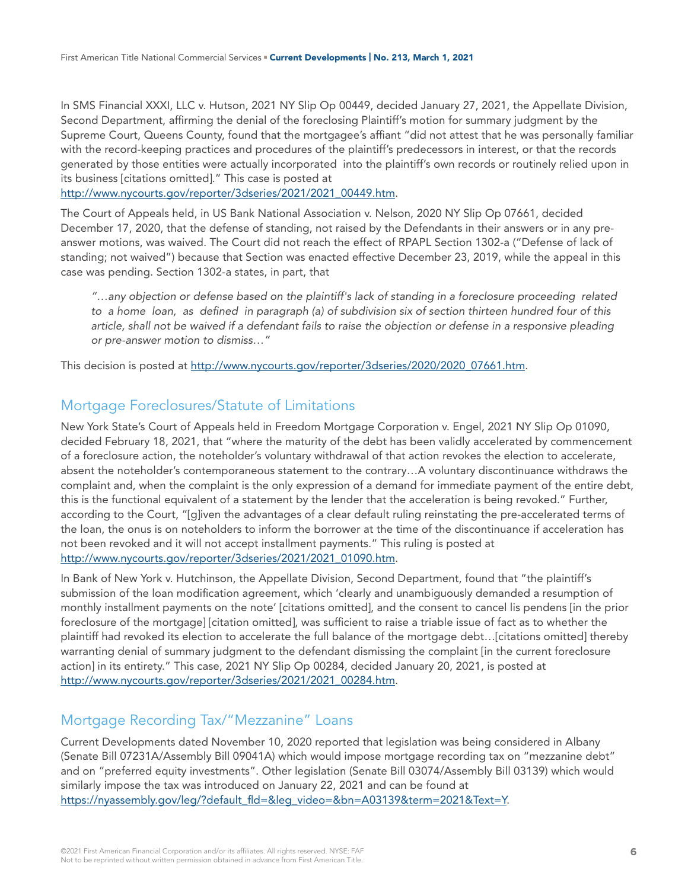In SMS Financial XXXI, LLC v. Hutson, 2021 NY Slip Op 00449, decided January 27, 2021, the Appellate Division, Second Department, affirming the denial of the foreclosing Plaintiff's motion for summary judgment by the Supreme Court, Queens County, found that the mortgagee's affiant "did not attest that he was personally familiar with the record-keeping practices and procedures of the plaintiff's predecessors in interest, or that the records generated by those entities were actually incorporated into the plaintiff's own records or routinely relied upon in its business [citations omitted]." This case is posted at http://www.nycourts.gov/reporter/3dseries/2021/2021_00449.htm.

The Court of Appeals held, in US Bank National Association v. Nelson, 2020 NY Slip Op 07661, decided December 17, 2020, that the defense of standing, not raised by the Defendants in their answers or in any pre-answer motions, was waived. The Court did not reach the effect of RPAPL Section 1302-a ("Defense of lack of standing; not waived") because that Section was enacted effective December 23, 2019, while the appeal in this case was pending. Section 1302-a states, in part, that

> *"…any objection or defense based on the plaintiff's lack of standing in a foreclosure proceeding related to a home loan, as defined in paragraph (a) of subdivision six of section thirteen hundred four of this article, shall not be waived if a defendant fails to raise the objection or defense in a responsive pleading or pre-answer motion to dismiss…"*

This decision is posted at http://www.nycourts.gov/reporter/3dseries/2020/2020_07661.htm.

## Mortgage Foreclosures/Statute of Limitations

New York State's Court of Appeals held in Freedom Mortgage Corporation v. Engel, 2021 NY Slip Op 01090, decided February 18, 2021, that "where the maturity of the debt has been validly accelerated by commencement of a foreclosure action, the noteholder's voluntary withdrawal of that action revokes the election to accelerate, absent the noteholder's contemporaneous statement to the contrary…A voluntary discontinuance withdraws the complaint and, when the complaint is the only expression of a demand for immediate payment of the entire debt, this is the functional equivalent of a statement by the lender that the acceleration is being revoked." Further, according to the Court, "[g]iven the advantages of a clear default ruling reinstating the pre-accelerated terms of the loan, the onus is on noteholders to inform the borrower at the time of the discontinuance if acceleration has not been revoked and it will not accept installment payments." This ruling is posted at http://www.nycourts.gov/reporter/3dseries/2021/2021_01090.htm.

In Bank of New York v. Hutchinson, the Appellate Division, Second Department, found that "the plaintiff's submission of the loan modification agreement, which 'clearly and unambiguously demanded a resumption of monthly installment payments on the note' [citations omitted], and the consent to cancel lis pendens [in the prior foreclosure of the mortgage] [citation omitted], was sufficient to raise a triable issue of fact as to whether the plaintiff had revoked its election to accelerate the full balance of the mortgage debt…[citations omitted] thereby warranting denial of summary judgment to the defendant dismissing the complaint [in the current foreclosure action] in its entirety." This case, 2021 NY Slip Op 00284, decided January 20, 2021, is posted at http://www.nycourts.gov/reporter/3dseries/2021/2021_00284.htm.

## Mortgage Recording Tax/"Mezzanine" Loans

Current Developments dated November 10, 2020 reported that legislation was being considered in Albany (Senate Bill 07231A/Assembly Bill 09041A) which would impose mortgage recording tax on "mezzanine debt" and on "preferred equity investments". Other legislation (Senate Bill 03074/Assembly Bill 03139) which would similarly impose the tax was introduced on January 22, 2021 and can be found at https://nyassembly.gov/leg/?default_fld=&leg_video=&bn=A03139&term=2021&Text=Y.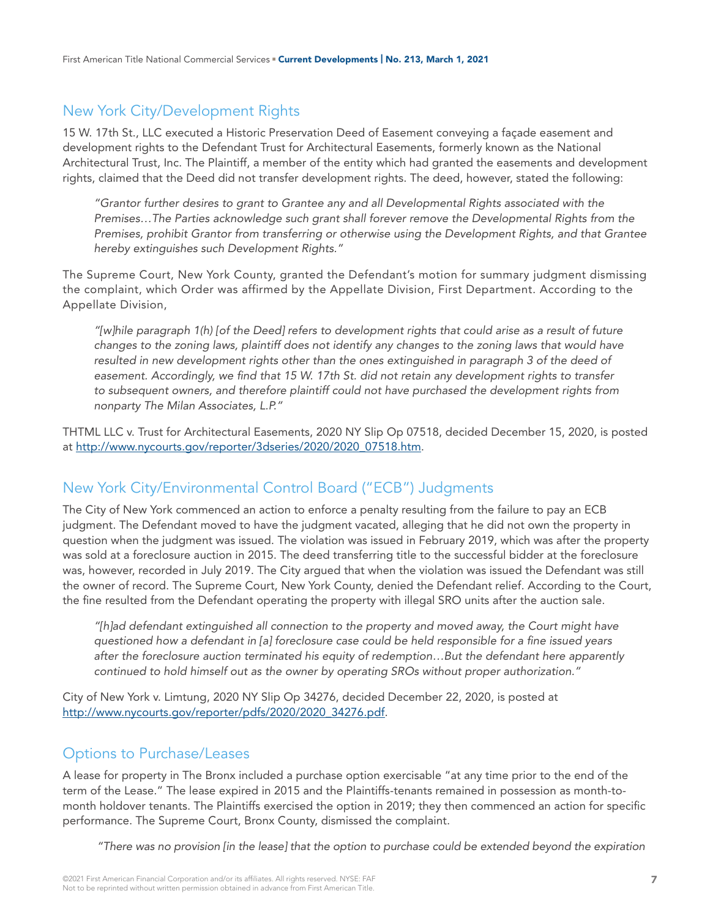## New York City/Development Rights

15 W. 17th St., LLC executed a Historic Preservation Deed of Easement conveying a façade easement and development rights to the Defendant Trust for Architectural Easements, formerly known as the National Architectural Trust, Inc. The Plaintiff, a member of the entity which had granted the easements and development rights, claimed that the Deed did not transfer development rights. The deed, however, stated the following:

> *"Grantor further desires to grant to Grantee any and all Developmental Rights associated with the Premises…The Parties acknowledge such grant shall forever remove the Developmental Rights from the Premises, prohibit Grantor from transferring or otherwise using the Development Rights, and that Grantee hereby extinguishes such Development Rights."*

The Supreme Court, New York County, granted the Defendant's motion for summary judgment dismissing the complaint, which Order was affirmed by the Appellate Division, First Department. According to the Appellate Division,

> *"[w]hile paragraph 1(h) [of the Deed] refers to development rights that could arise as a result of future changes to the zoning laws, plaintiff does not identify any changes to the zoning laws that would have resulted in new development rights other than the ones extinguished in paragraph 3 of the deed of easement. Accordingly, we find that 15 W. 17th St. did not retain any development rights to transfer to subsequent owners, and therefore plaintiff could not have purchased the development rights from nonparty The Milan Associates, L.P."*

THTML LLC v. Trust for Architectural Easements, 2020 NY Slip Op 07518, decided December 15, 2020, is posted at http://www.nycourts.gov/reporter/3dseries/2020/2020_07518.htm.

## New York City/Environmental Control Board ("ECB") Judgments

The City of New York commenced an action to enforce a penalty resulting from the failure to pay an ECB judgment. The Defendant moved to have the judgment vacated, alleging that he did not own the property in question when the judgment was issued. The violation was issued in February 2019, which was after the property was sold at a foreclosure auction in 2015. The deed transferring title to the successful bidder at the foreclosure was, however, recorded in July 2019. The City argued that when the violation was issued the Defendant was still the owner of record. The Supreme Court, New York County, denied the Defendant relief. According to the Court, the fine resulted from the Defendant operating the property with illegal SRO units after the auction sale.

> *"[h]ad defendant extinguished all connection to the property and moved away, the Court might have questioned how a defendant in [a] foreclosure case could be held responsible for a fine issued years after the foreclosure auction terminated his equity of redemption…But the defendant here apparently continued to hold himself out as the owner by operating SROs without proper authorization."*

City of New York v. Limtung, 2020 NY Slip Op 34276, decided December 22, 2020, is posted at http://www.nycourts.gov/reporter/pdfs/2020/2020_34276.pdf.

## Options to Purchase/Leases

A lease for property in The Bronx included a purchase option exercisable "at any time prior to the end of the term of the Lease." The lease expired in 2015 and the Plaintiffs-tenants remained in possession as month-to-month holdover tenants. The Plaintiffs exercised the option in 2019; they then commenced an action for specific performance. The Supreme Court, Bronx County, dismissed the complaint.

> *"There was no provision [in the lease] that the option to purchase could be extended beyond the expiration*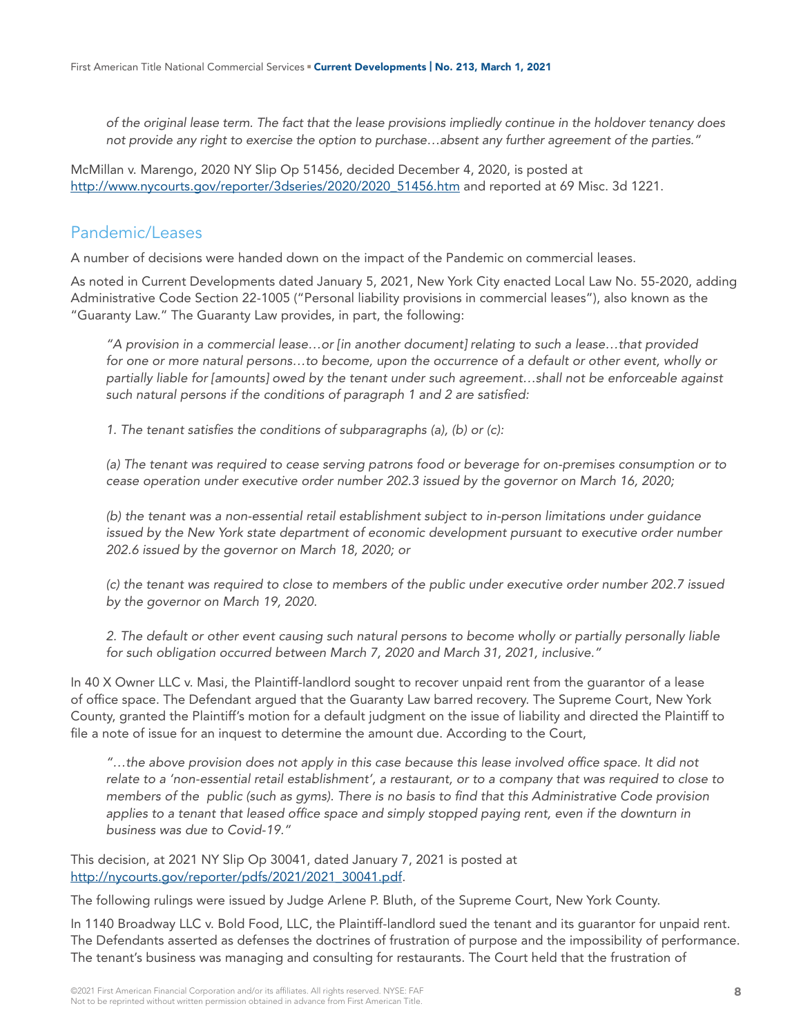*of the original lease term. The fact that the lease provisions impliedly continue in the holdover tenancy does not provide any right to exercise the option to purchase…absent any further agreement of the parties."*

McMillan v. Marengo, 2020 NY Slip Op 51456, decided December 4, 2020, is posted at http://www.nycourts.gov/reporter/3dseries/2020/2020_51456.htm and reported at 69 Misc. 3d 1221.

## Pandemic/Leases

A number of decisions were handed down on the impact of the Pandemic on commercial leases.

As noted in Current Developments dated January 5, 2021, New York City enacted Local Law No. 55-2020, adding Administrative Code Section 22-1005 ("Personal liability provisions in commercial leases"), also known as the "Guaranty Law." The Guaranty Law provides, in part, the following:

> *"A provision in a commercial lease…or [in another document] relating to such a lease…that provided for one or more natural persons…to become, upon the occurrence of a default or other event, wholly or partially liable for [amounts] owed by the tenant under such agreement…shall not be enforceable against such natural persons if the conditions of paragraph 1 and 2 are satisfied:*
>
> *1. The tenant satisfies the conditions of subparagraphs (a), (b) or (c):*
>
> *(a) The tenant was required to cease serving patrons food or beverage for on-premises consumption or to cease operation under executive order number 202.3 issued by the governor on March 16, 2020;*
>
> *(b) the tenant was a non-essential retail establishment subject to in-person limitations under guidance issued by the New York state department of economic development pursuant to executive order number 202.6 issued by the governor on March 18, 2020; or*
>
> *(c) the tenant was required to close to members of the public under executive order number 202.7 issued by the governor on March 19, 2020.*
>
> *2. The default or other event causing such natural persons to become wholly or partially personally liable for such obligation occurred between March 7, 2020 and March 31, 2021, inclusive."*

In 40 X Owner LLC v. Masi, the Plaintiff-landlord sought to recover unpaid rent from the guarantor of a lease of office space. The Defendant argued that the Guaranty Law barred recovery. The Supreme Court, New York County, granted the Plaintiff's motion for a default judgment on the issue of liability and directed the Plaintiff to file a note of issue for an inquest to determine the amount due. According to the Court,

> *"…the above provision does not apply in this case because this lease involved office space. It did not relate to a 'non-essential retail establishment', a restaurant, or to a company that was required to close to members of the public (such as gyms). There is no basis to find that this Administrative Code provision applies to a tenant that leased office space and simply stopped paying rent, even if the downturn in business was due to Covid-19."*

This decision, at 2021 NY Slip Op 30041, dated January 7, 2021 is posted at http://nycourts.gov/reporter/pdfs/2021/2021_30041.pdf.

The following rulings were issued by Judge Arlene P. Bluth, of the Supreme Court, New York County.

In 1140 Broadway LLC v. Bold Food, LLC, the Plaintiff-landlord sued the tenant and its guarantor for unpaid rent. The Defendants asserted as defenses the doctrines of frustration of purpose and the impossibility of performance. The tenant's business was managing and consulting for restaurants. The Court held that the frustration of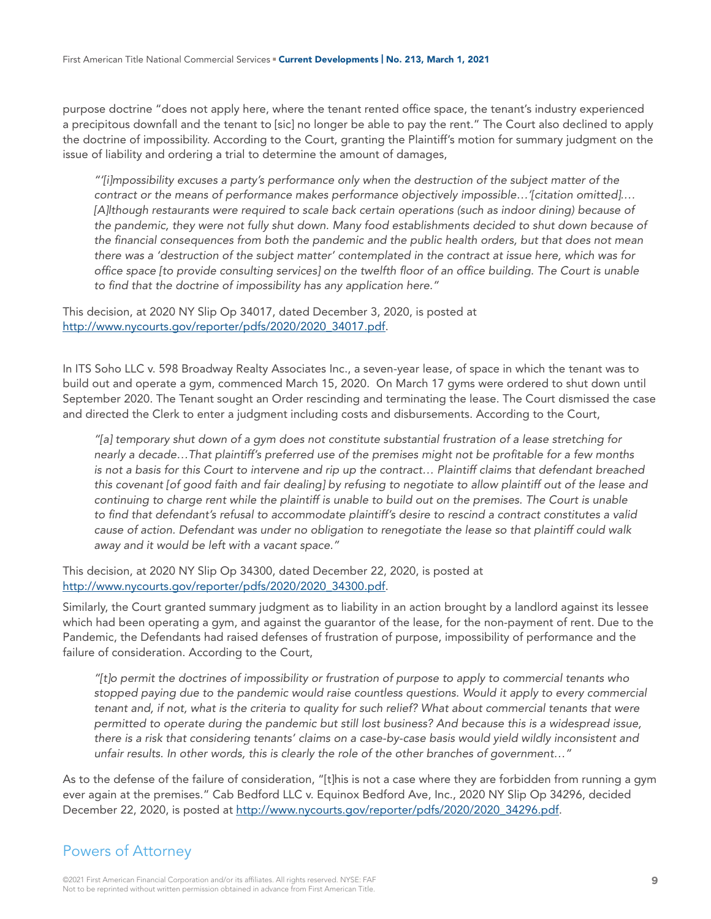purpose doctrine "does not apply here, where the tenant rented office space, the tenant's industry experienced a precipitous downfall and the tenant to [sic] no longer be able to pay the rent." The Court also declined to apply the doctrine of impossibility. According to the Court, granting the Plaintiff's motion for summary judgment on the issue of liability and ordering a trial to determine the amount of damages,

> *"'[i]mpossibility excuses a party's performance only when the destruction of the subject matter of the contract or the means of performance makes performance objectively impossible…'[citation omitted]…. [A]lthough restaurants were required to scale back certain operations (such as indoor dining) because of the pandemic, they were not fully shut down. Many food establishments decided to shut down because of the financial consequences from both the pandemic and the public health orders, but that does not mean there was a 'destruction of the subject matter' contemplated in the contract at issue here, which was for office space [to provide consulting services] on the twelfth floor of an office building. The Court is unable to find that the doctrine of impossibility has any application here."*

This decision, at 2020 NY Slip Op 34017, dated December 3, 2020, is posted at http://www.nycourts.gov/reporter/pdfs/2020/2020_34017.pdf.

In ITS Soho LLC v. 598 Broadway Realty Associates Inc., a seven-year lease, of space in which the tenant was to build out and operate a gym, commenced March 15, 2020. On March 17 gyms were ordered to shut down until September 2020. The Tenant sought an Order rescinding and terminating the lease. The Court dismissed the case and directed the Clerk to enter a judgment including costs and disbursements. According to the Court,

> *"[a] temporary shut down of a gym does not constitute substantial frustration of a lease stretching for nearly a decade…That plaintiff's preferred use of the premises might not be profitable for a few months is not a basis for this Court to intervene and rip up the contract… Plaintiff claims that defendant breached this covenant [of good faith and fair dealing] by refusing to negotiate to allow plaintiff out of the lease and continuing to charge rent while the plaintiff is unable to build out on the premises. The Court is unable to find that defendant's refusal to accommodate plaintiff's desire to rescind a contract constitutes a valid cause of action. Defendant was under no obligation to renegotiate the lease so that plaintiff could walk away and it would be left with a vacant space."*

This decision, at 2020 NY Slip Op 34300, dated December 22, 2020, is posted at http://www.nycourts.gov/reporter/pdfs/2020/2020_34300.pdf.

Similarly, the Court granted summary judgment as to liability in an action brought by a landlord against its lessee which had been operating a gym, and against the guarantor of the lease, for the non-payment of rent. Due to the Pandemic, the Defendants had raised defenses of frustration of purpose, impossibility of performance and the failure of consideration. According to the Court,

> *"[t]o permit the doctrines of impossibility or frustration of purpose to apply to commercial tenants who stopped paying due to the pandemic would raise countless questions. Would it apply to every commercial tenant and, if not, what is the criteria to quality for such relief? What about commercial tenants that were permitted to operate during the pandemic but still lost business? And because this is a widespread issue, there is a risk that considering tenants' claims on a case-by-case basis would yield wildly inconsistent and unfair results. In other words, this is clearly the role of the other branches of government…"*

As to the defense of the failure of consideration, "[t]his is not a case where they are forbidden from running a gym ever again at the premises." Cab Bedford LLC v. Equinox Bedford Ave, Inc., 2020 NY Slip Op 34296, decided December 22, 2020, is posted at http://www.nycourts.gov/reporter/pdfs/2020/2020_34296.pdf.

## Powers of Attorney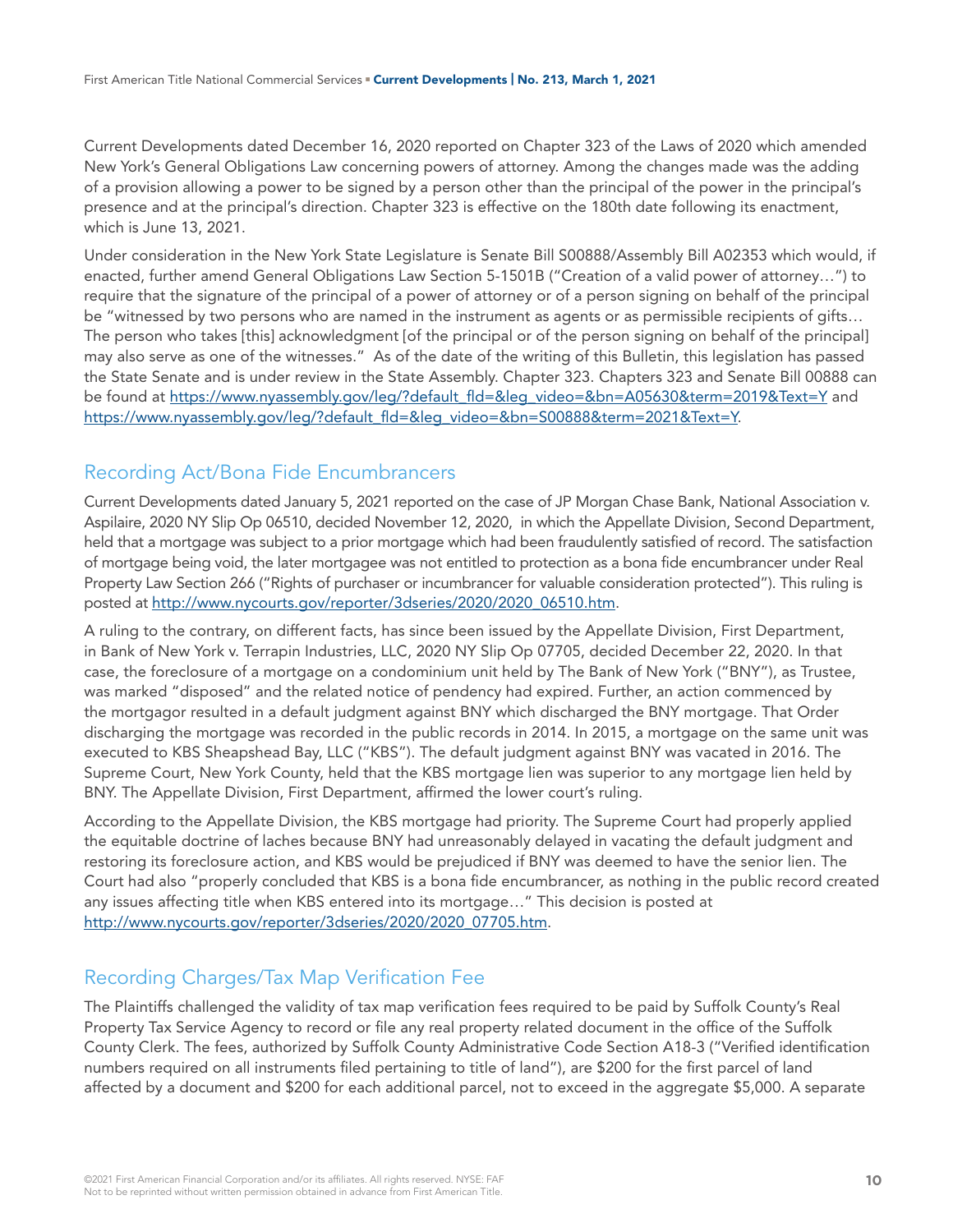Current Developments dated December 16, 2020 reported on Chapter 323 of the Laws of 2020 which amended New York's General Obligations Law concerning powers of attorney. Among the changes made was the adding of a provision allowing a power to be signed by a person other than the principal of the power in the principal's presence and at the principal's direction. Chapter 323 is effective on the 180th date following its enactment, which is June 13, 2021.

Under consideration in the New York State Legislature is Senate Bill S00888/Assembly Bill A02353 which would, if enacted, further amend General Obligations Law Section 5-1501B ("Creation of a valid power of attorney…") to require that the signature of the principal of a power of attorney or of a person signing on behalf of the principal be "witnessed by two persons who are named in the instrument as agents or as permissible recipients of gifts… The person who takes [this] acknowledgment [of the principal or of the person signing on behalf of the principal] may also serve as one of the witnesses." As of the date of the writing of this Bulletin, this legislation has passed the State Senate and is under review in the State Assembly. Chapter 323. Chapters 323 and Senate Bill 00888 can be found at https://www.nyassembly.gov/leg/?default_fld=&leg_video=&bn=A05630&term=2019&Text=Y and https://www.nyassembly.gov/leg/?default_fld=&leg_video=&bn=S00888&term=2021&Text=Y.

## Recording Act/Bona Fide Encumbrancers

Current Developments dated January 5, 2021 reported on the case of JP Morgan Chase Bank, National Association v. Aspilaire, 2020 NY Slip Op 06510, decided November 12, 2020, in which the Appellate Division, Second Department, held that a mortgage was subject to a prior mortgage which had been fraudulently satisfied of record. The satisfaction of mortgage being void, the later mortgagee was not entitled to protection as a bona fide encumbrancer under Real Property Law Section 266 ("Rights of purchaser or incumbrancer for valuable consideration protected"). This ruling is posted at http://www.nycourts.gov/reporter/3dseries/2020/2020_06510.htm.

A ruling to the contrary, on different facts, has since been issued by the Appellate Division, First Department, in Bank of New York v. Terrapin Industries, LLC, 2020 NY Slip Op 07705, decided December 22, 2020. In that case, the foreclosure of a mortgage on a condominium unit held by The Bank of New York ("BNY"), as Trustee, was marked "disposed" and the related notice of pendency had expired. Further, an action commenced by the mortgagor resulted in a default judgment against BNY which discharged the BNY mortgage. That Order discharging the mortgage was recorded in the public records in 2014. In 2015, a mortgage on the same unit was executed to KBS Sheapshead Bay, LLC ("KBS"). The default judgment against BNY was vacated in 2016. The Supreme Court, New York County, held that the KBS mortgage lien was superior to any mortgage lien held by BNY. The Appellate Division, First Department, affirmed the lower court's ruling.

According to the Appellate Division, the KBS mortgage had priority. The Supreme Court had properly applied the equitable doctrine of laches because BNY had unreasonably delayed in vacating the default judgment and restoring its foreclosure action, and KBS would be prejudiced if BNY was deemed to have the senior lien. The Court had also "properly concluded that KBS is a bona fide encumbrancer, as nothing in the public record created any issues affecting title when KBS entered into its mortgage…" This decision is posted at http://www.nycourts.gov/reporter/3dseries/2020/2020_07705.htm.

## Recording Charges/Tax Map Verification Fee

The Plaintiffs challenged the validity of tax map verification fees required to be paid by Suffolk County's Real Property Tax Service Agency to record or file any real property related document in the office of the Suffolk County Clerk. The fees, authorized by Suffolk County Administrative Code Section A18-3 ("Verified identification numbers required on all instruments filed pertaining to title of land"), are $200 for the first parcel of land affected by a document and $200 for each additional parcel, not to exceed in the aggregate $5,000. A separate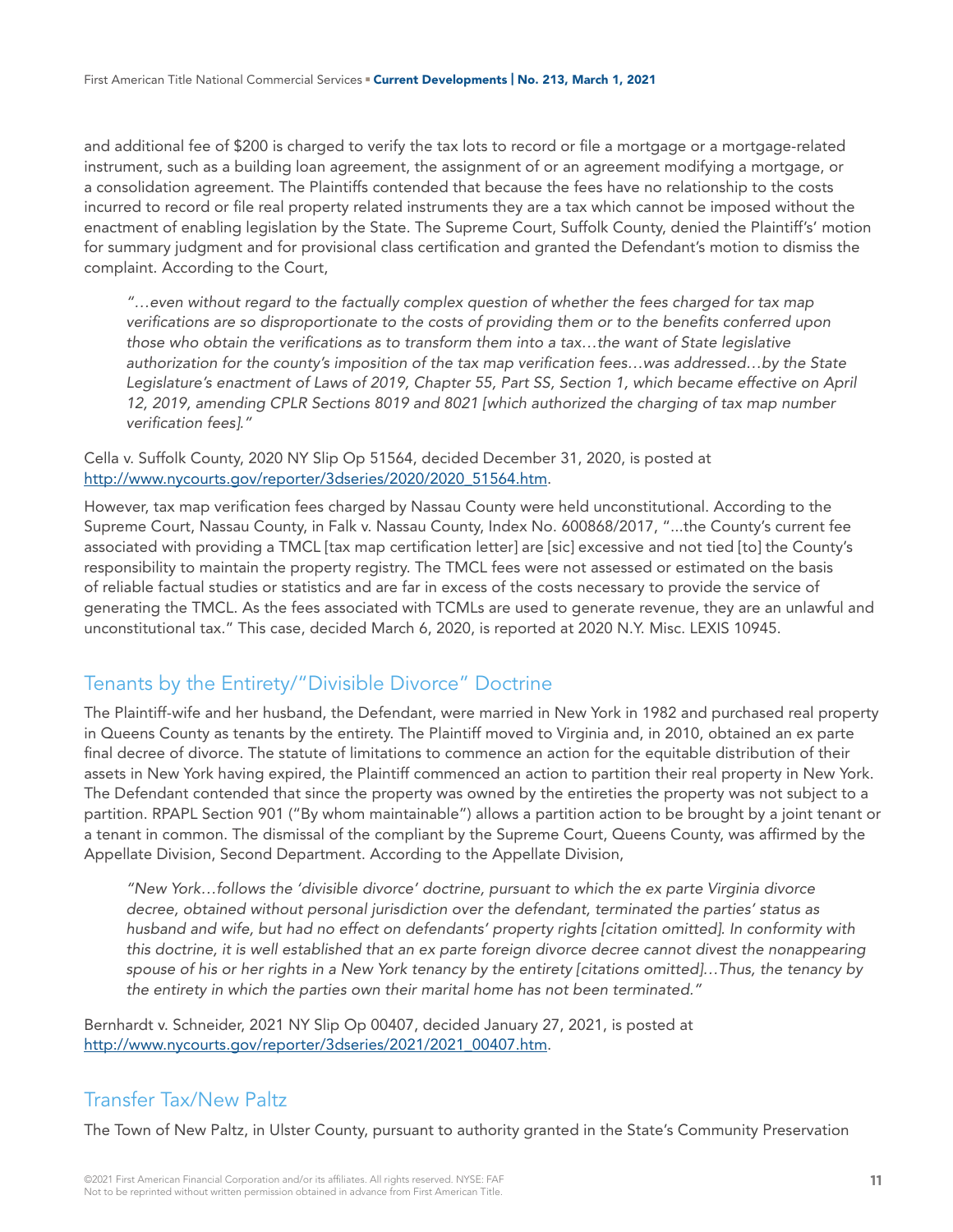and additional fee of $200 is charged to verify the tax lots to record or file a mortgage or a mortgage-related instrument, such as a building loan agreement, the assignment of or an agreement modifying a mortgage, or a consolidation agreement. The Plaintiffs contended that because the fees have no relationship to the costs incurred to record or file real property related instruments they are a tax which cannot be imposed without the enactment of enabling legislation by the State. The Supreme Court, Suffolk County, denied the Plaintiff's' motion for summary judgment and for provisional class certification and granted the Defendant's motion to dismiss the complaint. According to the Court,

> *"…even without regard to the factually complex question of whether the fees charged for tax map verifications are so disproportionate to the costs of providing them or to the benefits conferred upon those who obtain the verifications as to transform them into a tax…the want of State legislative authorization for the county's imposition of the tax map verification fees…was addressed…by the State Legislature's enactment of Laws of 2019, Chapter 55, Part SS, Section 1, which became effective on April 12, 2019, amending CPLR Sections 8019 and 8021 [which authorized the charging of tax map number verification fees]."*

Cella v. Suffolk County, 2020 NY Slip Op 51564, decided December 31, 2020, is posted at http://www.nycourts.gov/reporter/3dseries/2020/2020_51564.htm.

However, tax map verification fees charged by Nassau County were held unconstitutional. According to the Supreme Court, Nassau County, in Falk v. Nassau County, Index No. 600868/2017, "...the County's current fee associated with providing a TMCL [tax map certification letter] are [sic] excessive and not tied [to] the County's responsibility to maintain the property registry. The TMCL fees were not assessed or estimated on the basis of reliable factual studies or statistics and are far in excess of the costs necessary to provide the service of generating the TMCL. As the fees associated with TCMLs are used to generate revenue, they are an unlawful and unconstitutional tax." This case, decided March 6, 2020, is reported at 2020 N.Y. Misc. LEXIS 10945.

## Tenants by the Entirety/"Divisible Divorce" Doctrine

The Plaintiff-wife and her husband, the Defendant, were married in New York in 1982 and purchased real property in Queens County as tenants by the entirety. The Plaintiff moved to Virginia and, in 2010, obtained an ex parte final decree of divorce. The statute of limitations to commence an action for the equitable distribution of their assets in New York having expired, the Plaintiff commenced an action to partition their real property in New York. The Defendant contended that since the property was owned by the entireties the property was not subject to a partition. RPAPL Section 901 ("By whom maintainable") allows a partition action to be brought by a joint tenant or a tenant in common. The dismissal of the compliant by the Supreme Court, Queens County, was affirmed by the Appellate Division, Second Department. According to the Appellate Division,

> *"New York…follows the 'divisible divorce' doctrine, pursuant to which the ex parte Virginia divorce decree, obtained without personal jurisdiction over the defendant, terminated the parties' status as husband and wife, but had no effect on defendants' property rights [citation omitted]. In conformity with this doctrine, it is well established that an ex parte foreign divorce decree cannot divest the nonappearing spouse of his or her rights in a New York tenancy by the entirety [citations omitted]…Thus, the tenancy by the entirety in which the parties own their marital home has not been terminated."*

Bernhardt v. Schneider, 2021 NY Slip Op 00407, decided January 27, 2021, is posted at http://www.nycourts.gov/reporter/3dseries/2021/2021_00407.htm.

## Transfer Tax/New Paltz

The Town of New Paltz, in Ulster County, pursuant to authority granted in the State's Community Preservation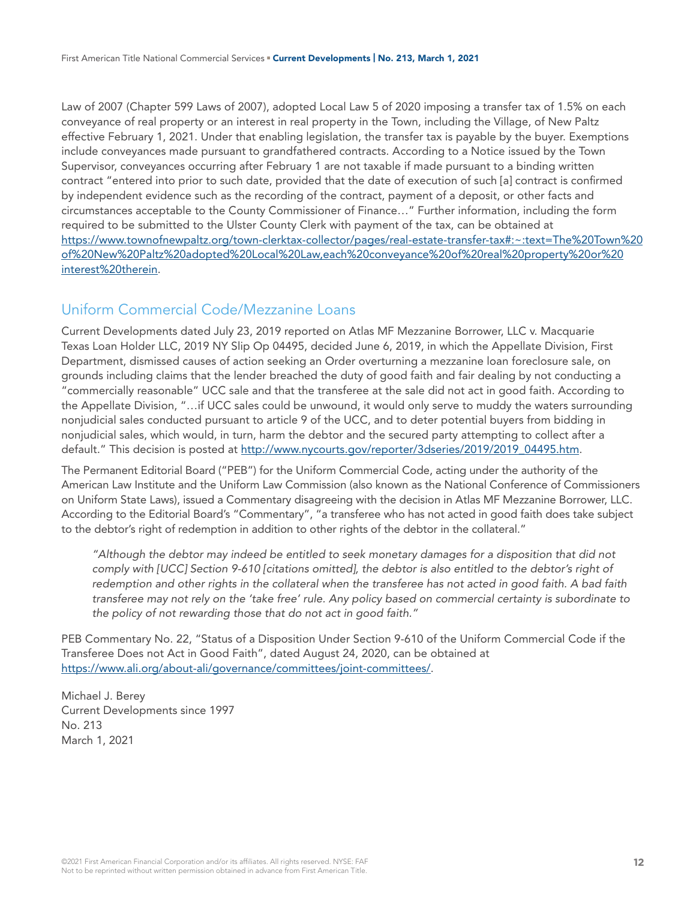Law of 2007 (Chapter 599 Laws of 2007), adopted Local Law 5 of 2020 imposing a transfer tax of 1.5% on each conveyance of real property or an interest in real property in the Town, including the Village, of New Paltz effective February 1, 2021. Under that enabling legislation, the transfer tax is payable by the buyer. Exemptions include conveyances made pursuant to grandfathered contracts. According to a Notice issued by the Town Supervisor, conveyances occurring after February 1 are not taxable if made pursuant to a binding written contract "entered into prior to such date, provided that the date of execution of such [a] contract is confirmed by independent evidence such as the recording of the contract, payment of a deposit, or other facts and circumstances acceptable to the County Commissioner of Finance…" Further information, including the form required to be submitted to the Ulster County Clerk with payment of the tax, can be obtained at https://www.townofnewpaltz.org/town-clerktax-collector/pages/real-estate-transfer-tax#:~:text=The%20Town%20of%20New%20Paltz%20adopted%20Local%20Law,each%20conveyance%20of%20real%20property%20or%20interest%20therein.

## Uniform Commercial Code/Mezzanine Loans

Current Developments dated July 23, 2019 reported on Atlas MF Mezzanine Borrower, LLC v. Macquarie Texas Loan Holder LLC, 2019 NY Slip Op 04495, decided June 6, 2019, in which the Appellate Division, First Department, dismissed causes of action seeking an Order overturning a mezzanine loan foreclosure sale, on grounds including claims that the lender breached the duty of good faith and fair dealing by not conducting a "commercially reasonable" UCC sale and that the transferee at the sale did not act in good faith. According to the Appellate Division, "…if UCC sales could be unwound, it would only serve to muddy the waters surrounding nonjudicial sales conducted pursuant to article 9 of the UCC, and to deter potential buyers from bidding in nonjudicial sales, which would, in turn, harm the debtor and the secured party attempting to collect after a default." This decision is posted at http://www.nycourts.gov/reporter/3dseries/2019/2019_04495.htm.

The Permanent Editorial Board ("PEB") for the Uniform Commercial Code, acting under the authority of the American Law Institute and the Uniform Law Commission (also known as the National Conference of Commissioners on Uniform State Laws), issued a Commentary disagreeing with the decision in Atlas MF Mezzanine Borrower, LLC. According to the Editorial Board's "Commentary", "a transferee who has not acted in good faith does take subject to the debtor's right of redemption in addition to other rights of the debtor in the collateral."

> *"Although the debtor may indeed be entitled to seek monetary damages for a disposition that did not comply with [UCC] Section 9-610 [citations omitted], the debtor is also entitled to the debtor's right of redemption and other rights in the collateral when the transferee has not acted in good faith. A bad faith transferee may not rely on the 'take free' rule. Any policy based on commercial certainty is subordinate to the policy of not rewarding those that do not act in good faith."*

PEB Commentary No. 22, "Status of a Disposition Under Section 9-610 of the Uniform Commercial Code if the Transferee Does not Act in Good Faith", dated August 24, 2020, can be obtained at https://www.ali.org/about-ali/governance/committees/joint-committees/.

Michael J. Berey
Current Developments since 1997
No. 213
March 1, 2021